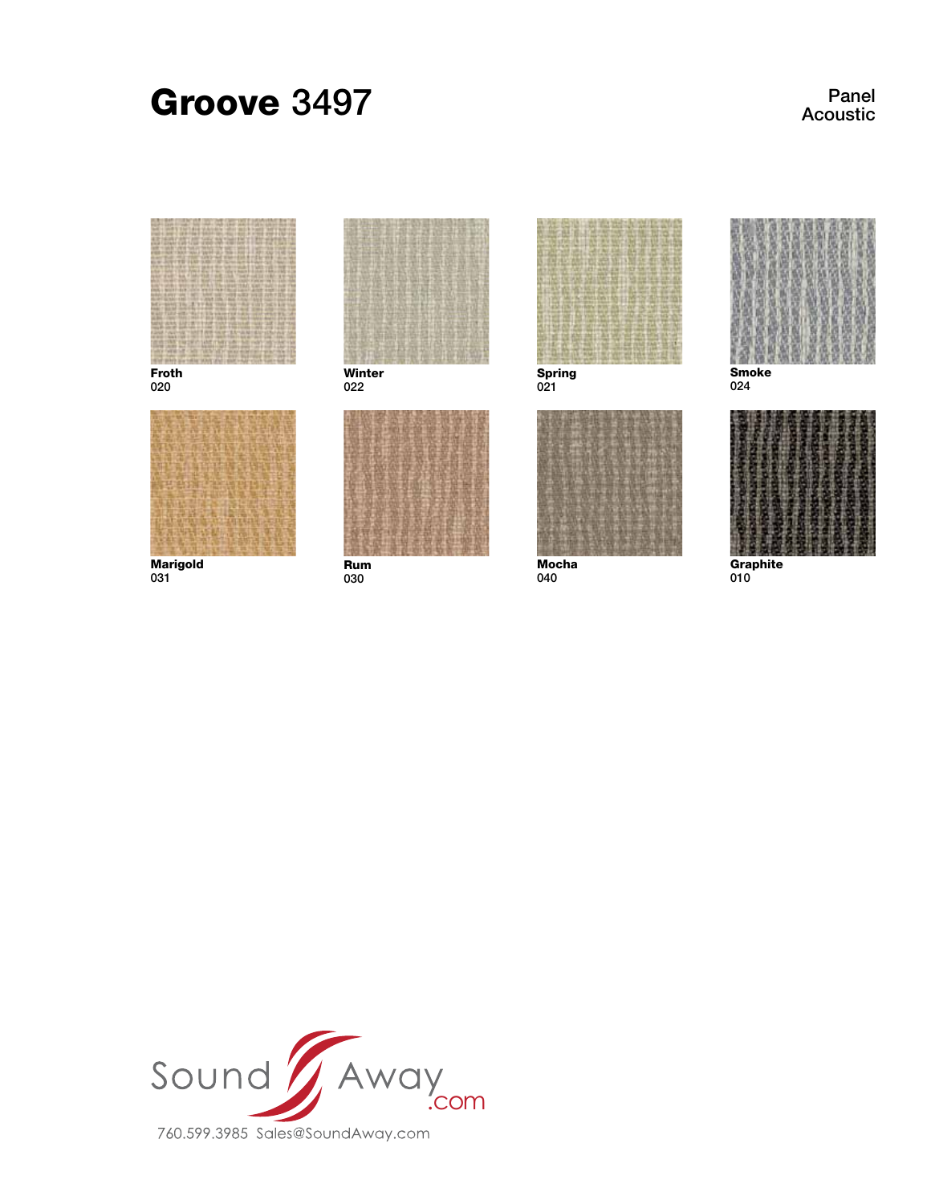# Groove 3497

Panel
Acoustic

**Froth**
020

**Winter**
022

**Spring**
021

**Smoke**
024

**Marigold**
031

**Rum**
030

**Mocha**
040

**Graphite**
010

Sound Away .com

760.599.3985 Sales@SoundAway.com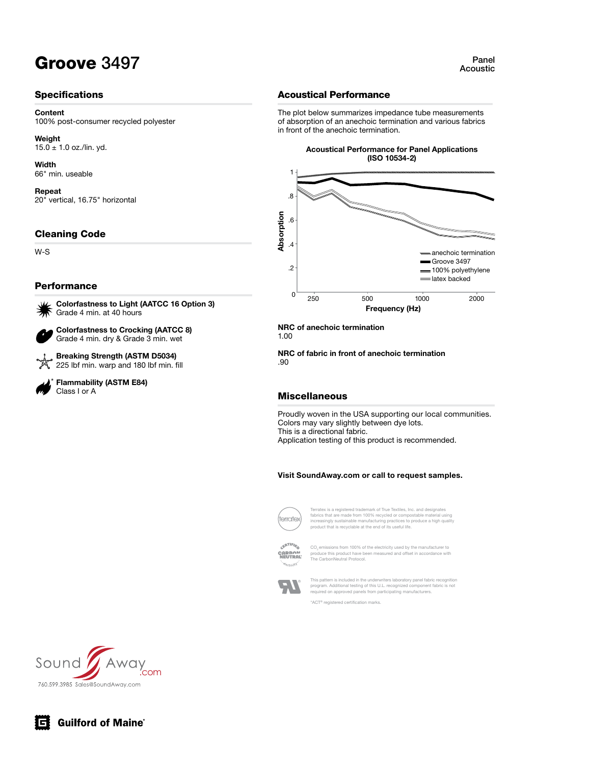# Groove 3497

Panel
Acoustic

## Specifications

**Content**
100% post-consumer recycled polyester

**Weight**
15.0 ± 1.0 oz./lin. yd.

**Width**
66" min. useable

**Repeat**
20" vertical, 16.75" horizontal

## Cleaning Code

W-S

## Performance

**Colorfastness to Light (AATCC 16 Option 3)**
Grade 4 min. at 40 hours

**Colorfastness to Crocking (AATCC 8)**
Grade 4 min. dry & Grade 3 min. wet

**Breaking Strength (ASTM D5034)**
225 lbf min. warp and 180 lbf min. fill

**Flammability (ASTM E84)**
Class I or A

## Acoustical Performance

The plot below summarizes impedance tube measurements of absorption of an anechoic termination and various fabrics in front of the anechoic termination.

**Acoustical Performance for Panel Applications (ISO 10534-2)**

Absorption
1
.8
.6
.4
.2
0
250
500
1000
2000
Frequency (Hz)

anechoic termination
Groove 3497
100% polyethylene
latex backed

**NRC of anechoic termination**
1.00

**NRC of fabric in front of anechoic termination**
.90

## Miscellaneous

Proudly woven in the USA supporting our local communities.
Colors may vary slightly between dye lots.
This is a directional fabric.
Application testing of this product is recommended.

**Visit SoundAway.com or call to request samples.**

Terratex is a registered trademark of True Textiles, Inc. and designates fabrics that are made from 100% recycled or compostable material using increasingly sustainable manufacturing practices to produce a high quality product that is recyclable at the end of its useful life.

$CO_2$ emissions from 100% of the electricity used by the manufacturer to produce this product have been measured and offset in accordance with The CarbonNeutral Protocol.

This pattern is included in the underwriters laboratory panel fabric recognition program. Additional testing of this U.L. recognized component fabric is not required on approved panels from participating manufacturers.

*ACT® registered certification marks.

SoundAway.com
760.599.3985 Sales@SoundAway.com

Guilford of Maine®